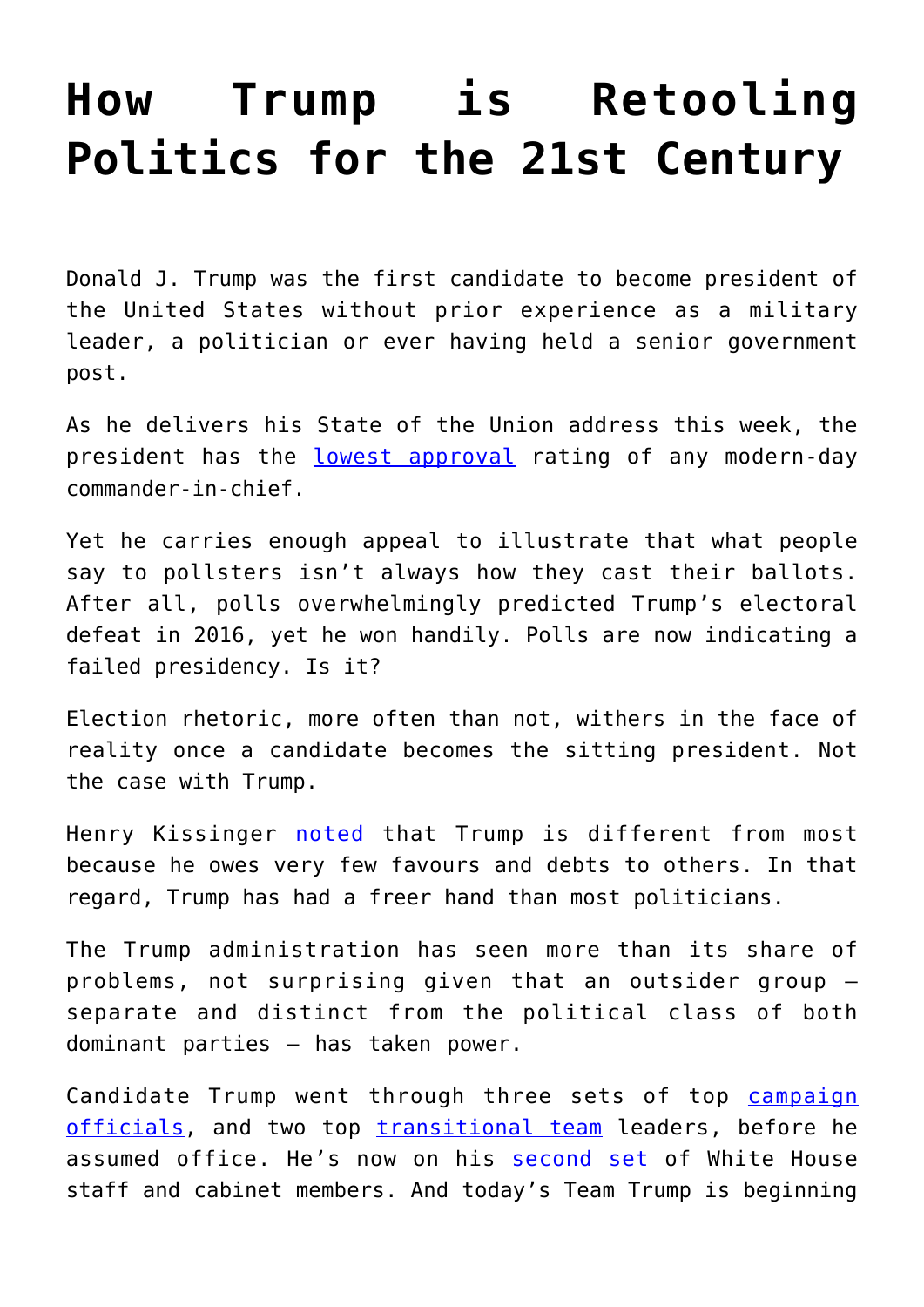# How Trump is Retooling Politics for the 21st Century

Donald J. Trump was the first candidate to become president of the United States without prior experience as a military leader, a politician or ever having held a senior government post.

As he delivers his State of the Union address this week, the president has the lowest approval rating of any modern-day commander-in-chief.

Yet he carries enough appeal to illustrate that what people say to pollsters isn't always how they cast their ballots. After all, polls overwhelmingly predicted Trump's electoral defeat in 2016, yet he won handily. Polls are now indicating a failed presidency. Is it?

Election rhetoric, more often than not, withers in the face of reality once a candidate becomes the sitting president. Not the case with Trump.

Henry Kissinger noted that Trump is different from most because he owes very few favours and debts to others. In that regard, Trump has had a freer hand than most politicians.

The Trump administration has seen more than its share of problems, not surprising given that an outsider group – separate and distinct from the political class of both dominant parties – has taken power.

Candidate Trump went through three sets of top campaign officials, and two top transitional team leaders, before he assumed office. He's now on his second set of White House staff and cabinet members. And today's Team Trump is beginning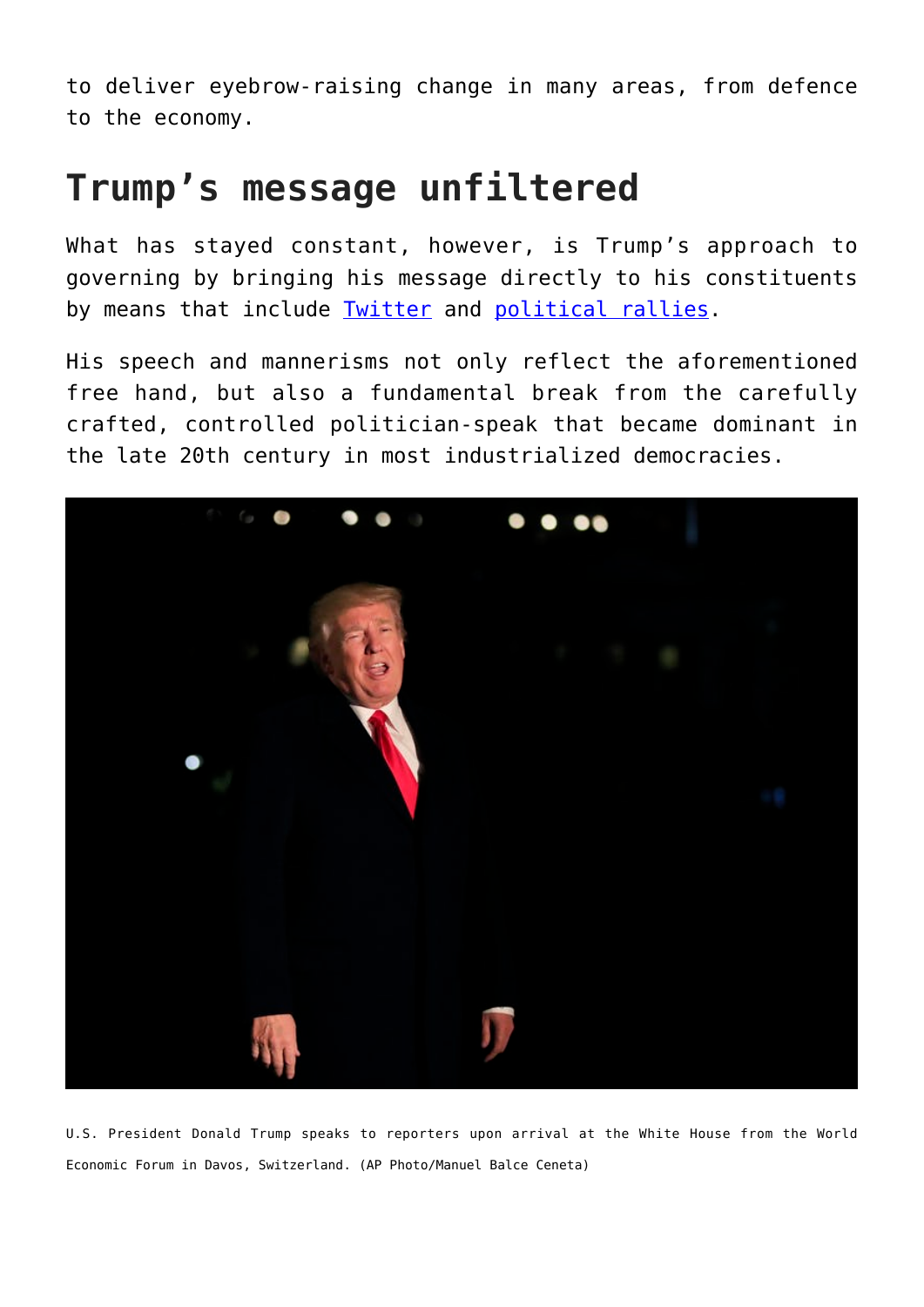to deliver eyebrow-raising change in many areas, from defence to the economy.

## Trump's message unfiltered

What has stayed constant, however, is Trump's approach to governing by bringing his message directly to his constituents by means that include Twitter and political rallies.

His speech and mannerisms not only reflect the aforementioned free hand, but also a fundamental break from the carefully crafted, controlled politician-speak that became dominant in the late 20th century in most industrialized democracies.

U.S. President Donald Trump speaks to reporters upon arrival at the White House from the World Economic Forum in Davos, Switzerland. (AP Photo/Manuel Balce Ceneta)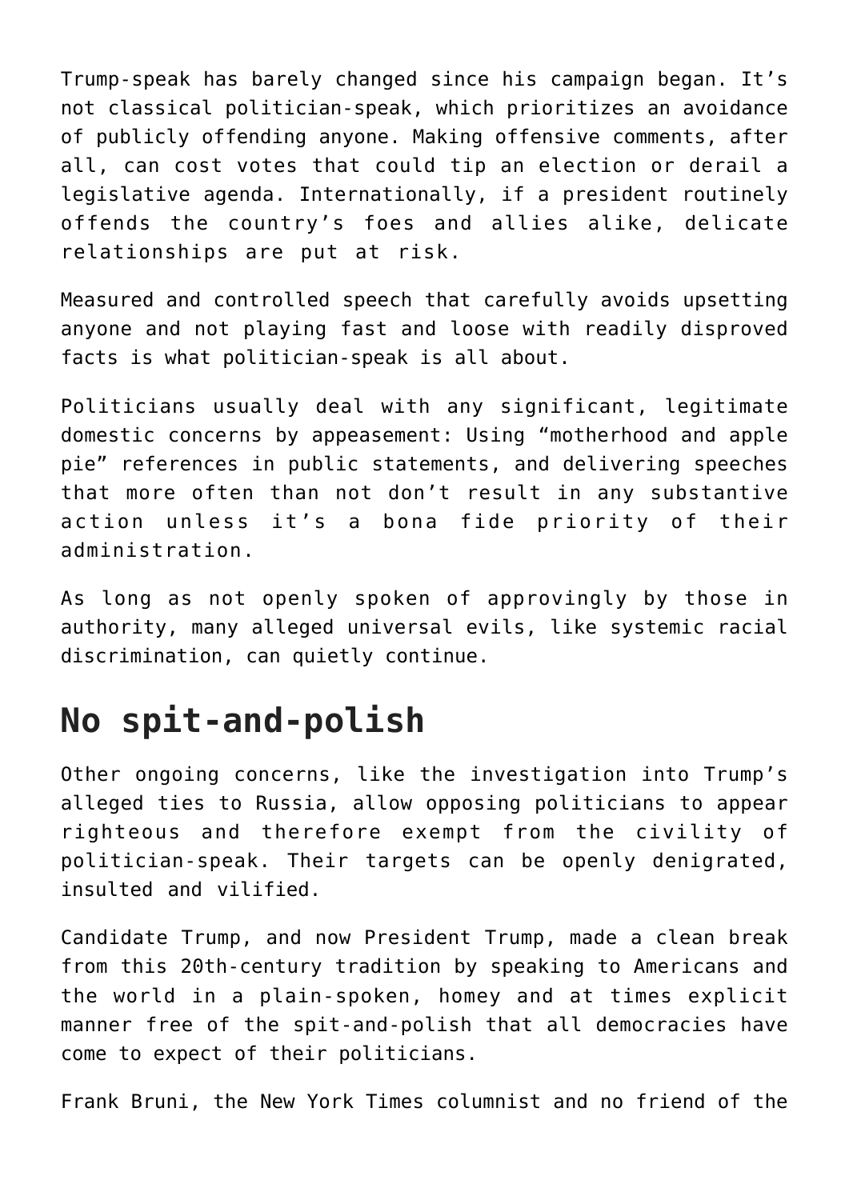Trump-speak has barely changed since his campaign began. It's not classical politician-speak, which prioritizes an avoidance of publicly offending anyone. Making offensive comments, after all, can cost votes that could tip an election or derail a legislative agenda. Internationally, if a president routinely offends the country's foes and allies alike, delicate relationships are put at risk.

Measured and controlled speech that carefully avoids upsetting anyone and not playing fast and loose with readily disproved facts is what politician-speak is all about.

Politicians usually deal with any significant, legitimate domestic concerns by appeasement: Using "motherhood and apple pie" references in public statements, and delivering speeches that more often than not don't result in any substantive action unless it's a bona fide priority of their administration.

As long as not openly spoken of approvingly by those in authority, many alleged universal evils, like systemic racial discrimination, can quietly continue.

## No spit-and-polish

Other ongoing concerns, like the investigation into Trump's alleged ties to Russia, allow opposing politicians to appear righteous and therefore exempt from the civility of politician-speak. Their targets can be openly denigrated, insulted and vilified.

Candidate Trump, and now President Trump, made a clean break from this 20th-century tradition by speaking to Americans and the world in a plain-spoken, homey and at times explicit manner free of the spit-and-polish that all democracies have come to expect of their politicians.

Frank Bruni, the New York Times columnist and no friend of the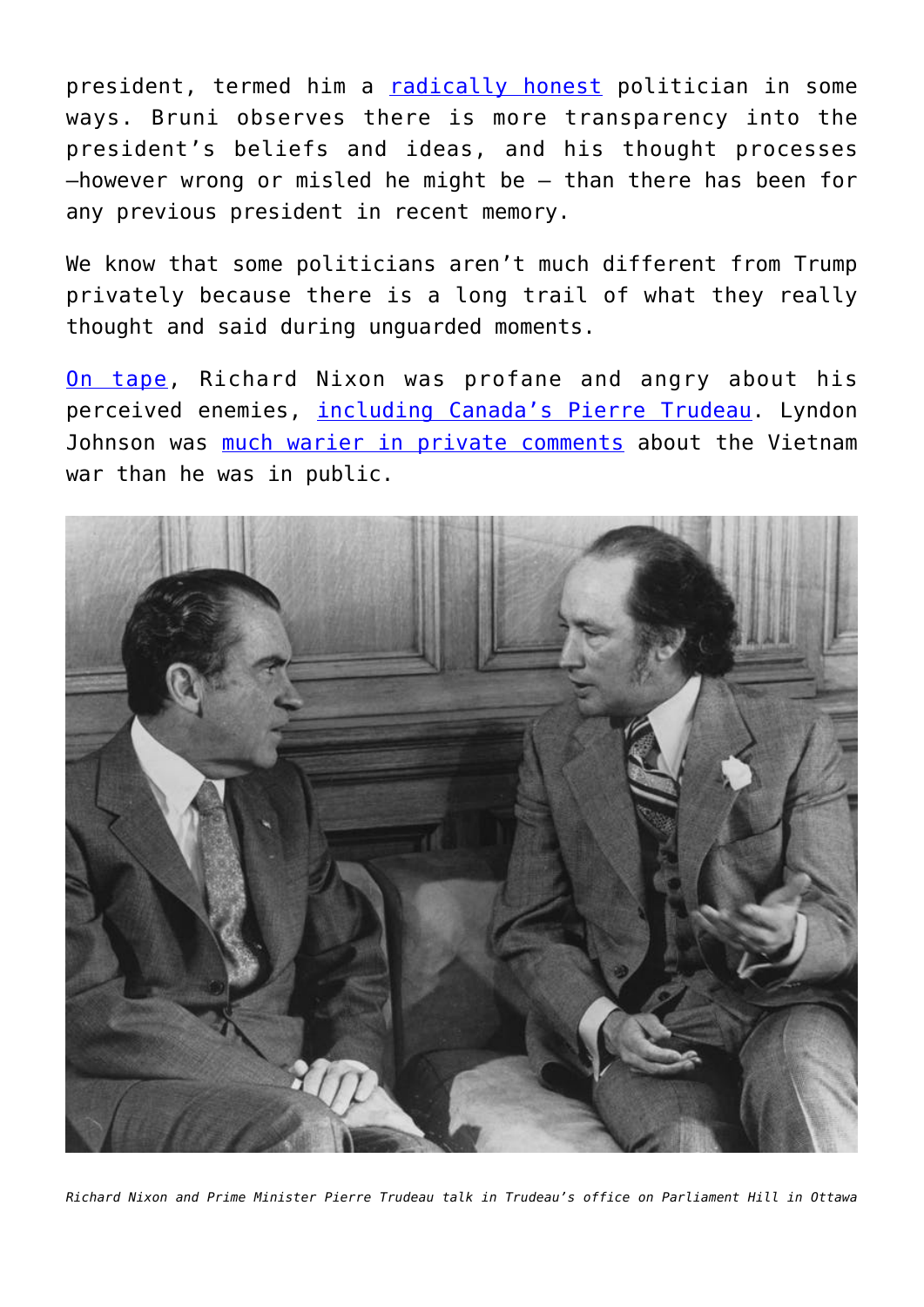president, termed him a radically honest politician in some ways. Bruni observes there is more transparency into the president's beliefs and ideas, and his thought processes —however wrong or misled he might be — than there has been for any previous president in recent memory.

We know that some politicians aren't much different from Trump privately because there is a long trail of what they really thought and said during unguarded moments.

On tape, Richard Nixon was profane and angry about his perceived enemies, including Canada's Pierre Trudeau. Lyndon Johnson was much warier in private comments about the Vietnam war than he was in public.

*Richard Nixon and Prime Minister Pierre Trudeau talk in Trudeau's office on Parliament Hill in Ottawa*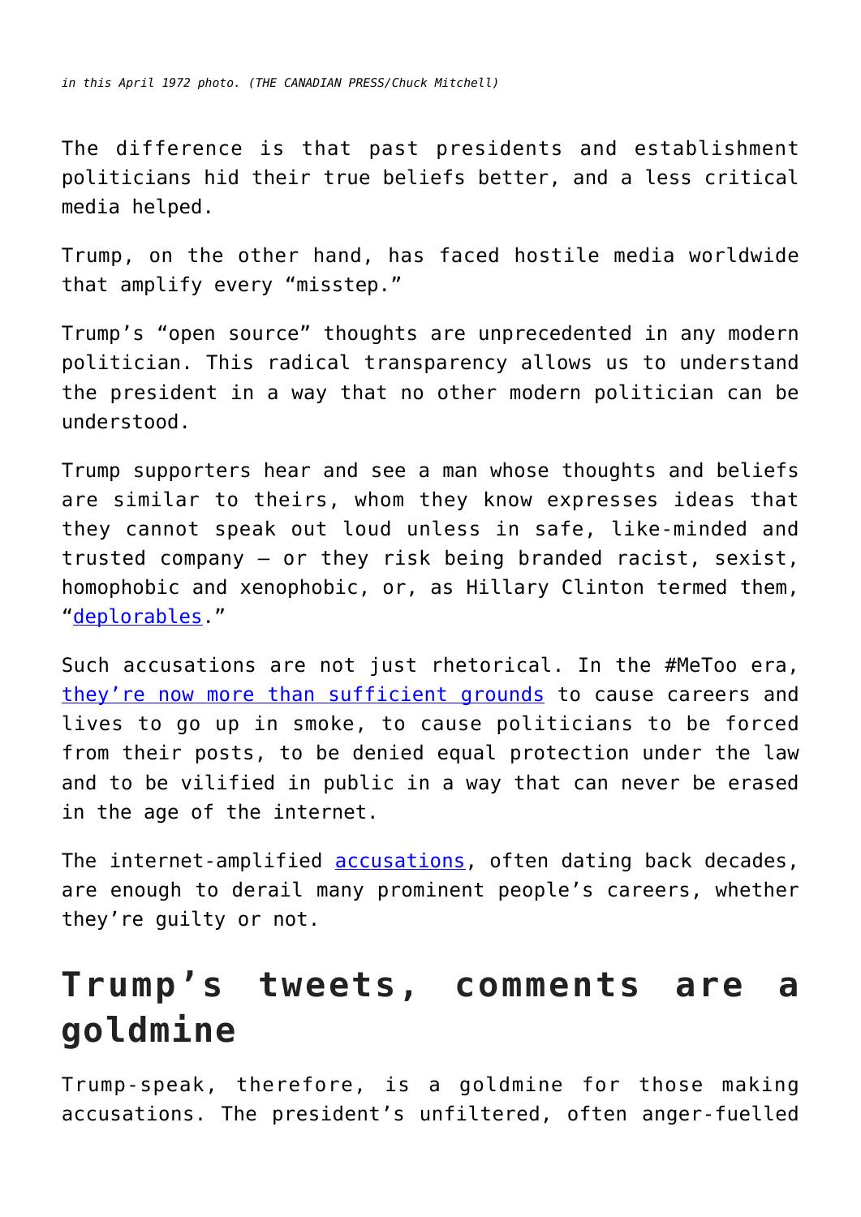*in this April 1972 photo. (THE CANADIAN PRESS/Chuck Mitchell)*

The difference is that past presidents and establishment politicians hid their true beliefs better, and a less critical media helped.

Trump, on the other hand, has faced hostile media worldwide that amplify every "misstep."

Trump's "open source" thoughts are unprecedented in any modern politician. This radical transparency allows us to understand the president in a way that no other modern politician can be understood.

Trump supporters hear and see a man whose thoughts and beliefs are similar to theirs, whom they know expresses ideas that they cannot speak out loud unless in safe, like-minded and trusted company — or they risk being branded racist, sexist, homophobic and xenophobic, or, as Hillary Clinton termed them, "deplorables."

Such accusations are not just rhetorical. In the #MeToo era, they're now more than sufficient grounds to cause careers and lives to go up in smoke, to cause politicians to be forced from their posts, to be denied equal protection under the law and to be vilified in public in a way that can never be erased in the age of the internet.

The internet-amplified accusations, often dating back decades, are enough to derail many prominent people's careers, whether they're guilty or not.

## Trump's tweets, comments are a goldmine

Trump-speak, therefore, is a goldmine for those making accusations. The president's unfiltered, often anger-fuelled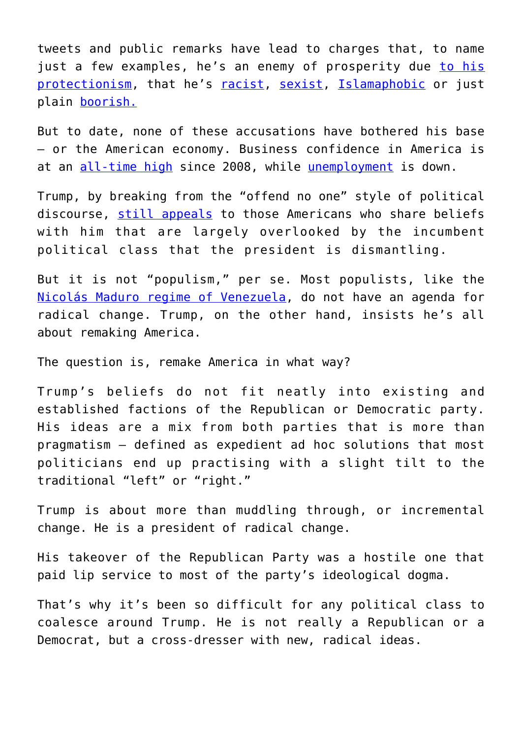tweets and public remarks have lead to charges that, to name just a few examples, he's an enemy of prosperity due to his protectionism, that he's racist, sexist, Islamaphobic or just plain boorish.

But to date, none of these accusations have bothered his base – or the American economy. Business confidence in America is at an all-time high since 2008, while unemployment is down.

Trump, by breaking from the "offend no one" style of political discourse, still appeals to those Americans who share beliefs with him that are largely overlooked by the incumbent political class that the president is dismantling.

But it is not "populism," per se. Most populists, like the Nicolás Maduro regime of Venezuela, do not have an agenda for radical change. Trump, on the other hand, insists he's all about remaking America.

The question is, remake America in what way?

Trump's beliefs do not fit neatly into existing and established factions of the Republican or Democratic party. His ideas are a mix from both parties that is more than pragmatism – defined as expedient ad hoc solutions that most politicians end up practising with a slight tilt to the traditional "left" or "right."

Trump is about more than muddling through, or incremental change. He is a president of radical change.

His takeover of the Republican Party was a hostile one that paid lip service to most of the party's ideological dogma.

That's why it's been so difficult for any political class to coalesce around Trump. He is not really a Republican or a Democrat, but a cross-dresser with new, radical ideas.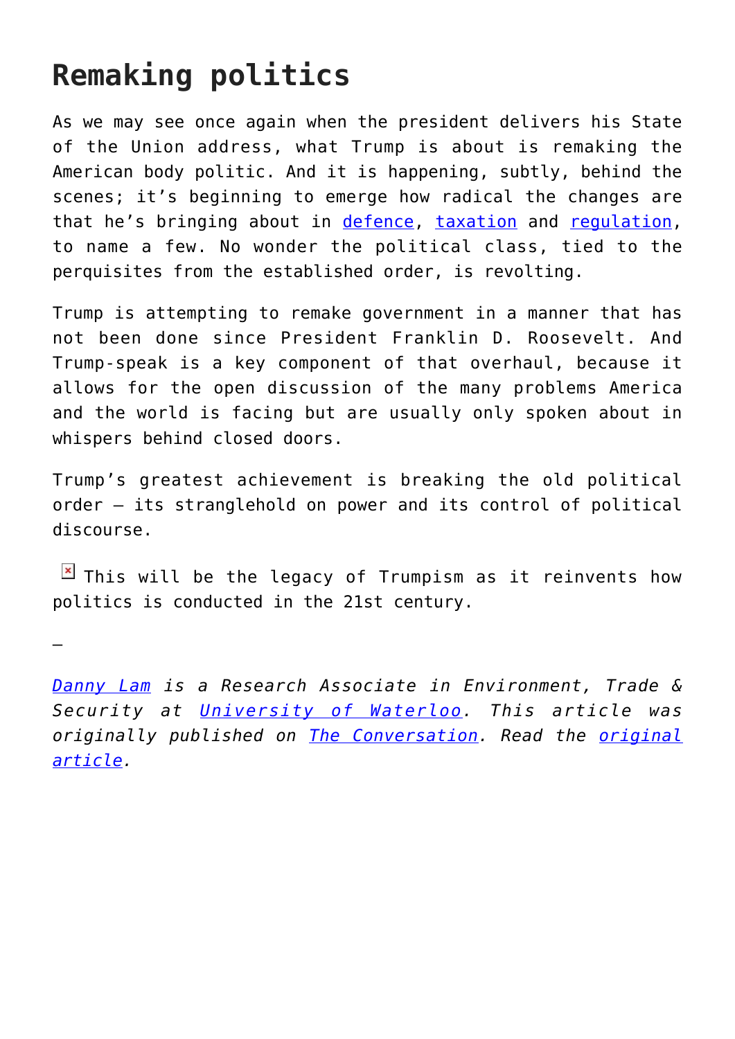## Remaking politics

As we may see once again when the president delivers his State of the Union address, what Trump is about is remaking the American body politic. And it is happening, subtly, behind the scenes; it's beginning to emerge how radical the changes are that he's bringing about in defence, taxation and regulation, to name a few. No wonder the political class, tied to the perquisites from the established order, is revolting.

Trump is attempting to remake government in a manner that has not been done since President Franklin D. Roosevelt. And Trump-speak is a key component of that overhaul, because it allows for the open discussion of the many problems America and the world is facing but are usually only spoken about in whispers behind closed doors.

Trump's greatest achievement is breaking the old political order — its stranglehold on power and its control of political discourse.

This will be the legacy of Trumpism as it reinvents how politics is conducted in the 21st century.

—

*Danny Lam is a Research Associate in Environment, Trade & Security at University of Waterloo. This article was originally published on The Conversation. Read the original article.*